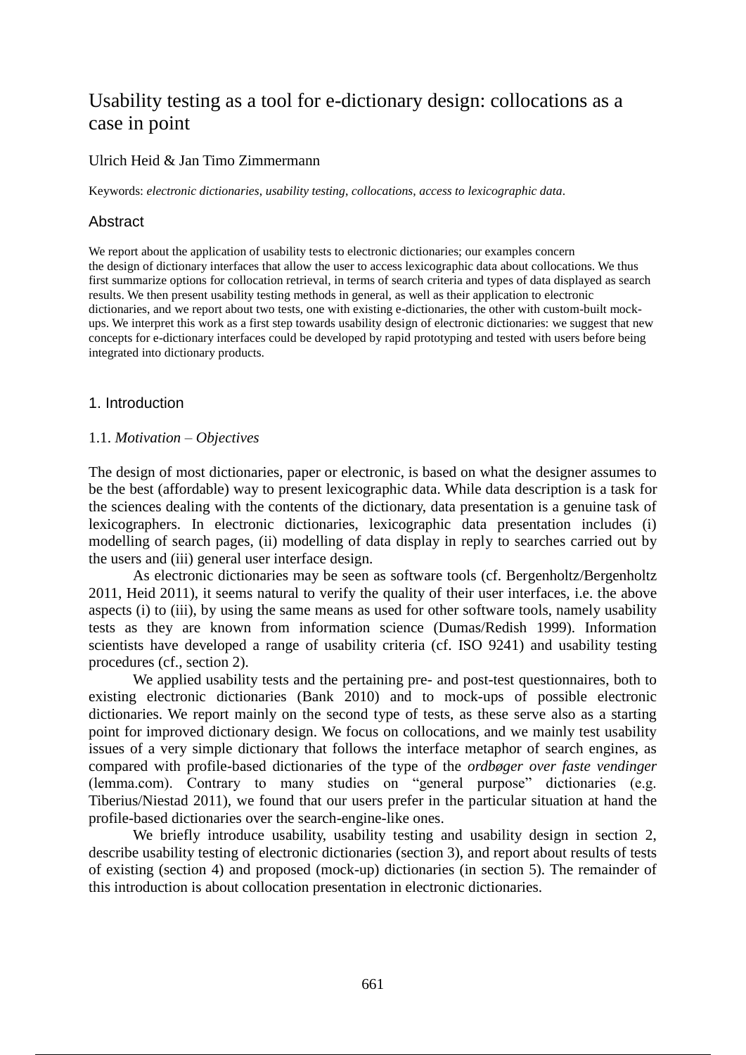# Usability testing as a tool for e-dictionary design: collocations as a case in point

Ulrich Heid & Jan Timo Zimmermann

Keywords: *electronic dictionaries*, *usability testing*, *collocations*, *access to lexicographic data*.

## Abstract

We report about the application of usability tests to electronic dictionaries; our examples concern the design of dictionary interfaces that allow the user to access lexicographic data about collocations. We thus first summarize options for collocation retrieval, in terms of search criteria and types of data displayed as search results. We then present usability testing methods in general, as well as their application to electronic dictionaries, and we report about two tests, one with existing e-dictionaries, the other with custom-built mock-ups. We interpret this work as a first step towards usability design of electronic dictionaries: we suggest that new concepts for e-dictionary interfaces could be developed by rapid prototyping and tested with users before being integrated into dictionary products.

## 1. Introduction

### 1.1. *Motivation – Objectives*

The design of most dictionaries, paper or electronic, is based on what the designer assumes to be the best (affordable) way to present lexicographic data. While data description is a task for the sciences dealing with the contents of the dictionary, data presentation is a genuine task of lexicographers. In electronic dictionaries, lexicographic data presentation includes (i) modelling of search pages, (ii) modelling of data display in reply to searches carried out by the users and (iii) general user interface design.

As electronic dictionaries may be seen as software tools (cf. Bergenholtz/Bergenholtz 2011, Heid 2011), it seems natural to verify the quality of their user interfaces, i.e. the above aspects (i) to (iii), by using the same means as used for other software tools, namely usability tests as they are known from information science (Dumas/Redish 1999). Information scientists have developed a range of usability criteria (cf. ISO 9241) and usability testing procedures (cf., section 2).

We applied usability tests and the pertaining pre- and post-test questionnaires, both to existing electronic dictionaries (Bank 2010) and to mock-ups of possible electronic dictionaries. We report mainly on the second type of tests, as these serve also as a starting point for improved dictionary design. We focus on collocations, and we mainly test usability issues of a very simple dictionary that follows the interface metaphor of search engines, as compared with profile-based dictionaries of the type of the *ordbøger over faste vendinger* (lemma.com). Contrary to many studies on "general purpose" dictionaries (e.g. Tiberius/Niestad 2011), we found that our users prefer in the particular situation at hand the profile-based dictionaries over the search-engine-like ones.

We briefly introduce usability, usability testing and usability design in section 2, describe usability testing of electronic dictionaries (section 3), and report about results of tests of existing (section 4) and proposed (mock-up) dictionaries (in section 5). The remainder of this introduction is about collocation presentation in electronic dictionaries.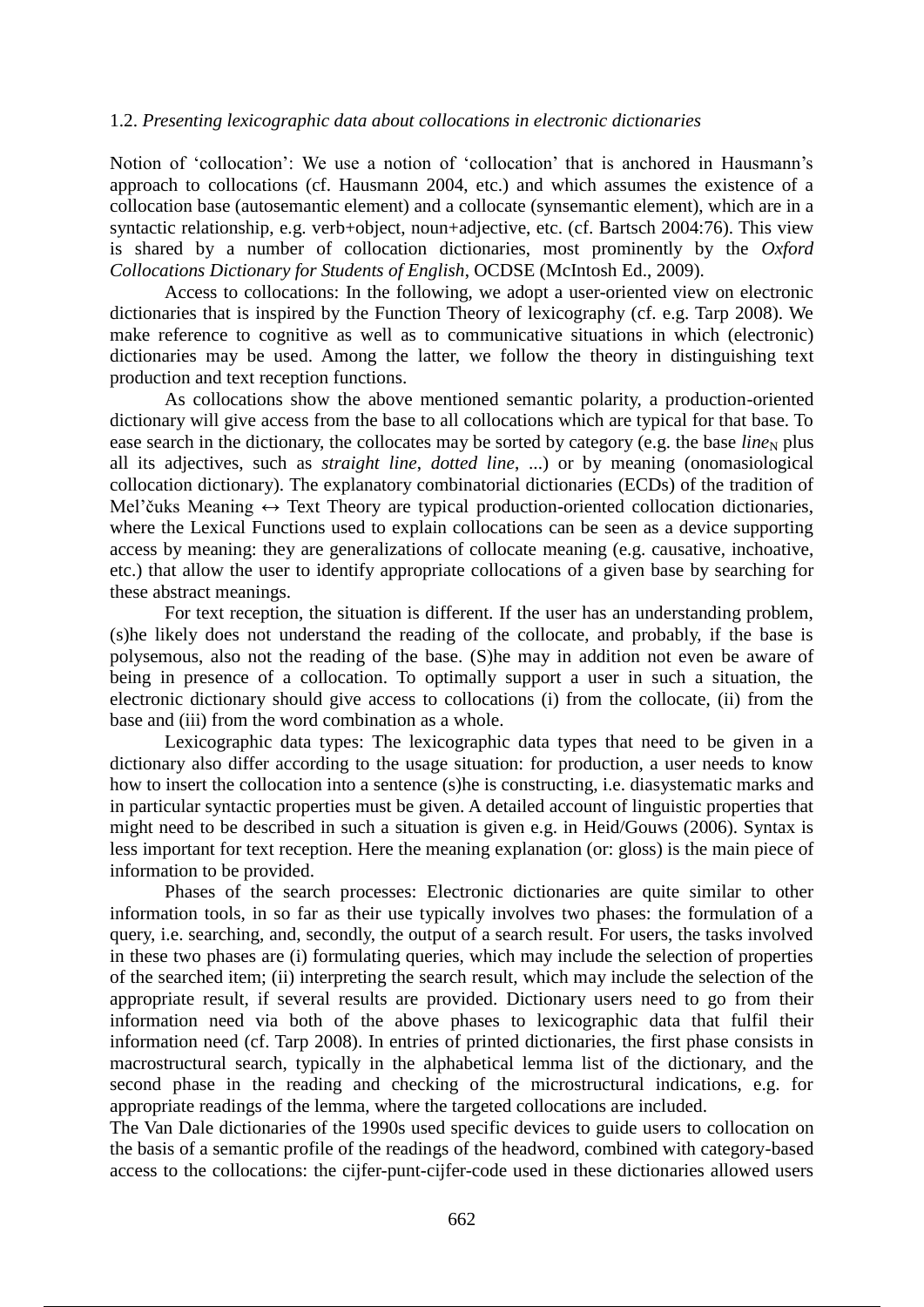### 1.2. *Presenting lexicographic data about collocations in electronic dictionaries*

Notion of 'collocation': We use a notion of 'collocation' that is anchored in Hausmann's approach to collocations (cf. Hausmann 2004, etc.) and which assumes the existence of a collocation base (autosemantic element) and a collocate (synsemantic element), which are in a syntactic relationship, e.g. verb+object, noun+adjective, etc. (cf. Bartsch 2004:76). This view is shared by a number of collocation dictionaries, most prominently by the *Oxford Collocations Dictionary for Students of English*, OCDSE (McIntosh Ed., 2009).

Access to collocations: In the following, we adopt a user-oriented view on electronic dictionaries that is inspired by the Function Theory of lexicography (cf. e.g. Tarp 2008). We make reference to cognitive as well as to communicative situations in which (electronic) dictionaries may be used. Among the latter, we follow the theory in distinguishing text production and text reception functions.

As collocations show the above mentioned semantic polarity, a production-oriented dictionary will give access from the base to all collocations which are typical for that base. To ease search in the dictionary, the collocates may be sorted by category (e.g. the base *line*$_{N}$ plus all its adjectives, such as *straight line*, *dotted line*, ...) or by meaning (onomasiological collocation dictionary). The explanatory combinatorial dictionaries (ECDs) of the tradition of Mel'čuks Meaning ↔ Text Theory are typical production-oriented collocation dictionaries, where the Lexical Functions used to explain collocations can be seen as a device supporting access by meaning: they are generalizations of collocate meaning (e.g. causative, inchoative, etc.) that allow the user to identify appropriate collocations of a given base by searching for these abstract meanings.

For text reception, the situation is different. If the user has an understanding problem, (s)he likely does not understand the reading of the collocate, and probably, if the base is polysemous, also not the reading of the base. (S)he may in addition not even be aware of being in presence of a collocation. To optimally support a user in such a situation, the electronic dictionary should give access to collocations (i) from the collocate, (ii) from the base and (iii) from the word combination as a whole.

Lexicographic data types: The lexicographic data types that need to be given in a dictionary also differ according to the usage situation: for production, a user needs to know how to insert the collocation into a sentence (s)he is constructing, i.e. diasystematic marks and in particular syntactic properties must be given. A detailed account of linguistic properties that might need to be described in such a situation is given e.g. in Heid/Gouws (2006). Syntax is less important for text reception. Here the meaning explanation (or: gloss) is the main piece of information to be provided.

Phases of the search processes: Electronic dictionaries are quite similar to other information tools, in so far as their use typically involves two phases: the formulation of a query, i.e. searching, and, secondly, the output of a search result. For users, the tasks involved in these two phases are (i) formulating queries, which may include the selection of properties of the searched item; (ii) interpreting the search result, which may include the selection of the appropriate result, if several results are provided. Dictionary users need to go from their information need via both of the above phases to lexicographic data that fulfil their information need (cf. Tarp 2008). In entries of printed dictionaries, the first phase consists in macrostructural search, typically in the alphabetical lemma list of the dictionary, and the second phase in the reading and checking of the microstructural indications, e.g. for appropriate readings of the lemma, where the targeted collocations are included.

The Van Dale dictionaries of the 1990s used specific devices to guide users to collocation on the basis of a semantic profile of the readings of the headword, combined with category-based access to the collocations: the cijfer-punt-cijfer-code used in these dictionaries allowed users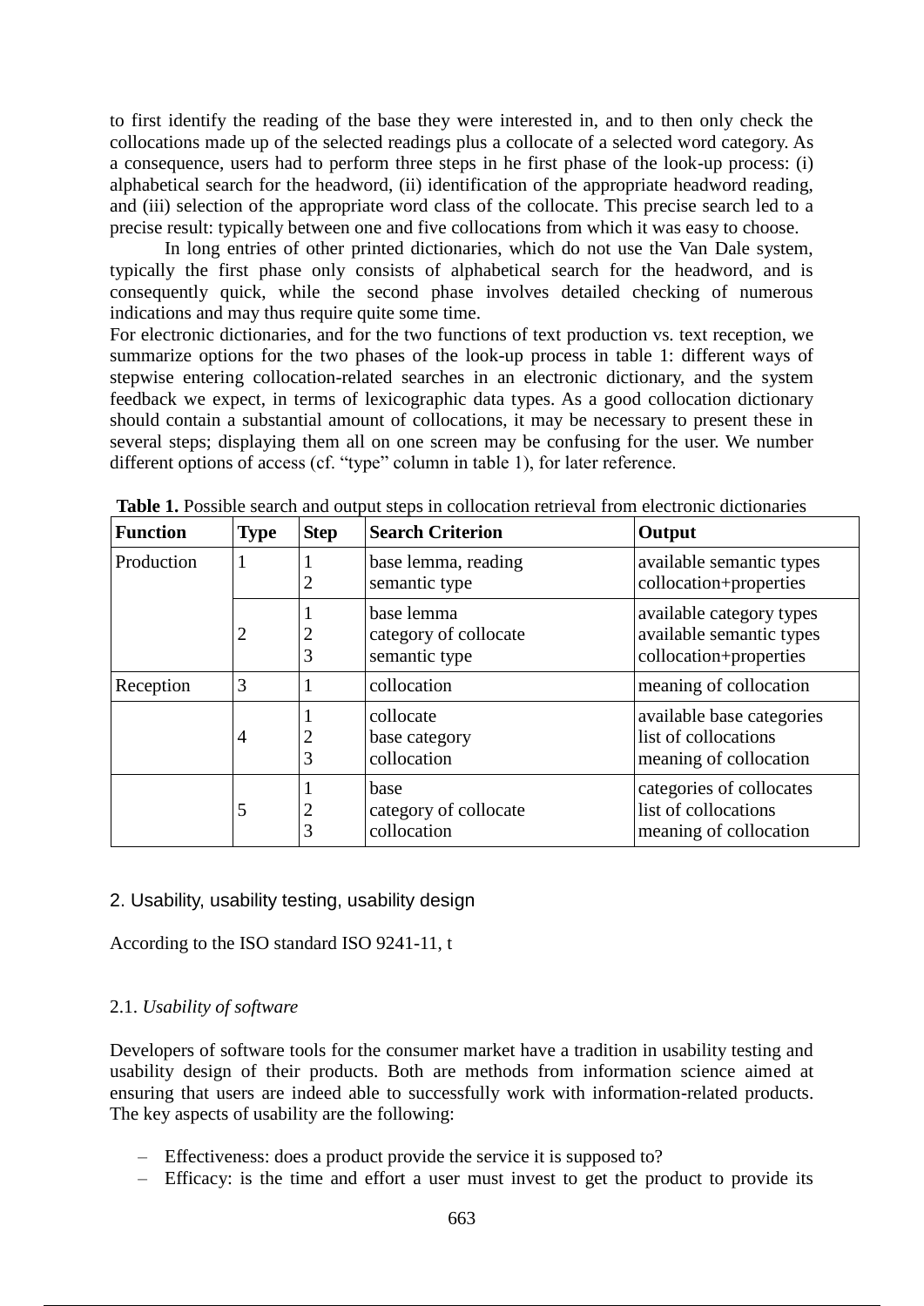to first identify the reading of the base they were interested in, and to then only check the collocations made up of the selected readings plus a collocate of a selected word category. As a consequence, users had to perform three steps in he first phase of the look-up process: (i) alphabetical search for the headword, (ii) identification of the appropriate headword reading, and (iii) selection of the appropriate word class of the collocate. This precise search led to a precise result: typically between one and five collocations from which it was easy to choose.

In long entries of other printed dictionaries, which do not use the Van Dale system, typically the first phase only consists of alphabetical search for the headword, and is consequently quick, while the second phase involves detailed checking of numerous indications and may thus require quite some time.

For electronic dictionaries, and for the two functions of text production vs. text reception, we summarize options for the two phases of the look-up process in table 1: different ways of stepwise entering collocation-related searches in an electronic dictionary, and the system feedback we expect, in terms of lexicographic data types. As a good collocation dictionary should contain a substantial amount of collocations, it may be necessary to present these in several steps; displaying them all on one screen may be confusing for the user. We number different options of access (cf. "type" column in table 1), for later reference.

**Table 1.** Possible search and output steps in collocation retrieval from electronic dictionaries

| Function | Type | Step | Search Criterion | Output |
|---|---|---|---|---|
| Production | 1 | 1<br>2 | base lemma, reading<br>semantic type | available semantic types<br>collocation+properties |
| | 2 | 1<br>2<br>3 | base lemma<br>category of collocate<br>semantic type | available category types<br>available semantic types<br>collocation+properties |
| Reception | 3 | 1 | collocation | meaning of collocation |
| | 4 | 1<br>2<br>3 | collocate<br>base category<br>collocation | available base categories<br>list of collocations<br>meaning of collocation |
| | 5 | 1<br>2<br>3 | base<br>category of collocate<br>collocation | categories of collocates<br>list of collocations<br>meaning of collocation |

## 2. Usability, usability testing, usability design

According to the ISO standard ISO 9241-11, t

### 2.1. *Usability of software*

Developers of software tools for the consumer market have a tradition in usability testing and usability design of their products. Both are methods from information science aimed at ensuring that users are indeed able to successfully work with information-related products. The key aspects of usability are the following:

- Effectiveness: does a product provide the service it is supposed to?
- Efficacy: is the time and effort a user must invest to get the product to provide its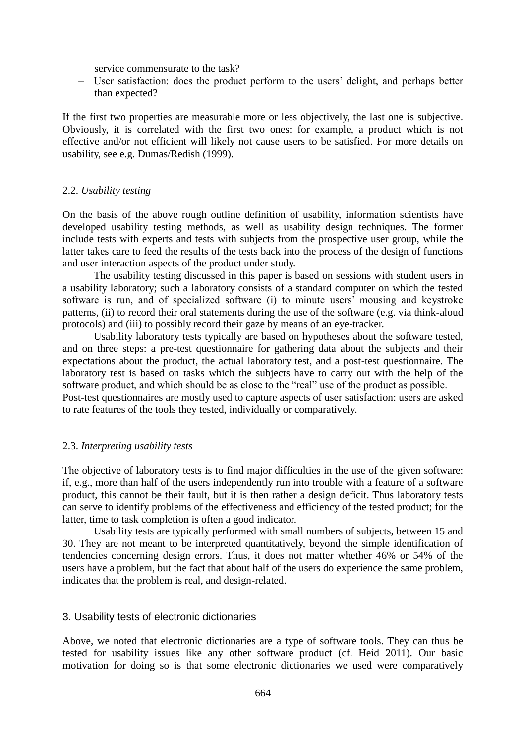service commensurate to the task?

– User satisfaction: does the product perform to the users' delight, and perhaps better than expected?

If the first two properties are measurable more or less objectively, the last one is subjective. Obviously, it is correlated with the first two ones: for example, a product which is not effective and/or not efficient will likely not cause users to be satisfied. For more details on usability, see e.g. Dumas/Redish (1999).

### 2.2. *Usability testing*

On the basis of the above rough outline definition of usability, information scientists have developed usability testing methods, as well as usability design techniques. The former include tests with experts and tests with subjects from the prospective user group, while the latter takes care to feed the results of the tests back into the process of the design of functions and user interaction aspects of the product under study.

The usability testing discussed in this paper is based on sessions with student users in a usability laboratory; such a laboratory consists of a standard computer on which the tested software is run, and of specialized software (i) to minute users' mousing and keystroke patterns, (ii) to record their oral statements during the use of the software (e.g. via think-aloud protocols) and (iii) to possibly record their gaze by means of an eye-tracker.

Usability laboratory tests typically are based on hypotheses about the software tested, and on three steps: a pre-test questionnaire for gathering data about the subjects and their expectations about the product, the actual laboratory test, and a post-test questionnaire. The laboratory test is based on tasks which the subjects have to carry out with the help of the software product, and which should be as close to the "real" use of the product as possible. Post-test questionnaires are mostly used to capture aspects of user satisfaction: users are asked to rate features of the tools they tested, individually or comparatively.

### 2.3. *Interpreting usability tests*

The objective of laboratory tests is to find major difficulties in the use of the given software: if, e.g., more than half of the users independently run into trouble with a feature of a software product, this cannot be their fault, but it is then rather a design deficit. Thus laboratory tests can serve to identify problems of the effectiveness and efficiency of the tested product; for the latter, time to task completion is often a good indicator.

Usability tests are typically performed with small numbers of subjects, between 15 and 30. They are not meant to be interpreted quantitatively, beyond the simple identification of tendencies concerning design errors. Thus, it does not matter whether 46% or 54% of the users have a problem, but the fact that about half of the users do experience the same problem, indicates that the problem is real, and design-related.

## 3. Usability tests of electronic dictionaries

Above, we noted that electronic dictionaries are a type of software tools. They can thus be tested for usability issues like any other software product (cf. Heid 2011). Our basic motivation for doing so is that some electronic dictionaries we used were comparatively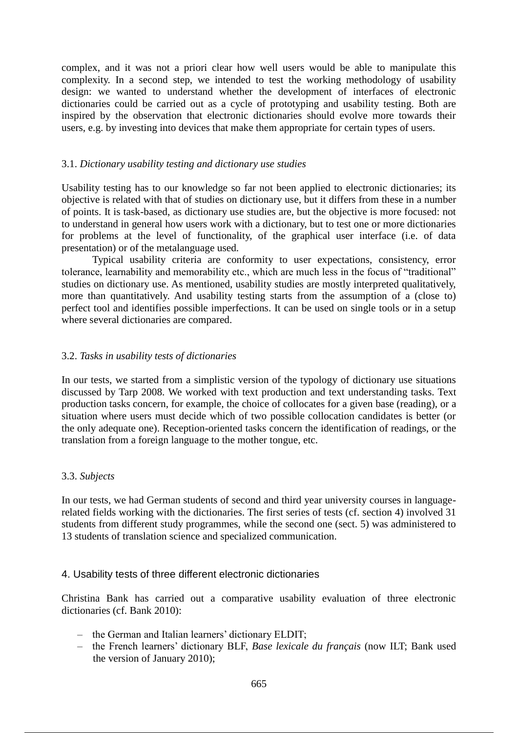complex, and it was not a priori clear how well users would be able to manipulate this complexity. In a second step, we intended to test the working methodology of usability design: we wanted to understand whether the development of interfaces of electronic dictionaries could be carried out as a cycle of prototyping and usability testing. Both are inspired by the observation that electronic dictionaries should evolve more towards their users, e.g. by investing into devices that make them appropriate for certain types of users.

### 3.1. *Dictionary usability testing and dictionary use studies*

Usability testing has to our knowledge so far not been applied to electronic dictionaries; its objective is related with that of studies on dictionary use, but it differs from these in a number of points. It is task-based, as dictionary use studies are, but the objective is more focused: not to understand in general how users work with a dictionary, but to test one or more dictionaries for problems at the level of functionality, of the graphical user interface (i.e. of data presentation) or of the metalanguage used.

Typical usability criteria are conformity to user expectations, consistency, error tolerance, learnability and memorability etc., which are much less in the focus of "traditional" studies on dictionary use. As mentioned, usability studies are mostly interpreted qualitatively, more than quantitatively. And usability testing starts from the assumption of a (close to) perfect tool and identifies possible imperfections. It can be used on single tools or in a setup where several dictionaries are compared.

### 3.2. *Tasks in usability tests of dictionaries*

In our tests, we started from a simplistic version of the typology of dictionary use situations discussed by Tarp 2008. We worked with text production and text understanding tasks. Text production tasks concern, for example, the choice of collocates for a given base (reading), or a situation where users must decide which of two possible collocation candidates is better (or the only adequate one). Reception-oriented tasks concern the identification of readings, or the translation from a foreign language to the mother tongue, etc.

### 3.3. *Subjects*

In our tests, we had German students of second and third year university courses in language-related fields working with the dictionaries. The first series of tests (cf. section 4) involved 31 students from different study programmes, while the second one (sect. 5) was administered to 13 students of translation science and specialized communication.

## 4. Usability tests of three different electronic dictionaries

Christina Bank has carried out a comparative usability evaluation of three electronic dictionaries (cf. Bank 2010):

- the German and Italian learners' dictionary ELDIT;
- the French learners' dictionary BLF, *Base lexicale du français* (now ILT; Bank used the version of January 2010);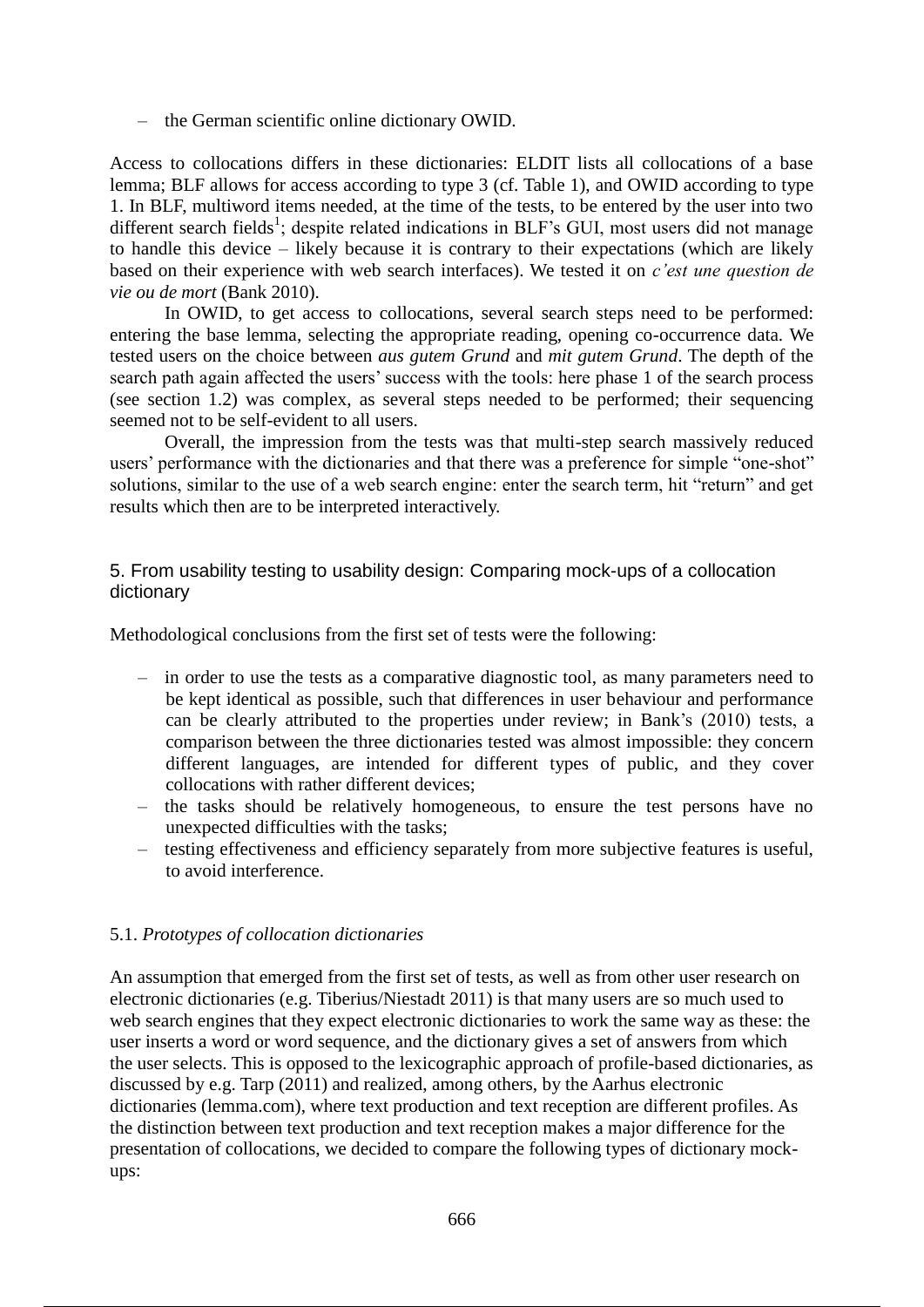– the German scientific online dictionary OWID.

Access to collocations differs in these dictionaries: ELDIT lists all collocations of a base lemma; BLF allows for access according to type 3 (cf. Table 1), and OWID according to type 1. In BLF, multiword items needed, at the time of the tests, to be entered by the user into two different search fields[1]; despite related indications in BLF's GUI, most users did not manage to handle this device – likely because it is contrary to their expectations (which are likely based on their experience with web search interfaces). We tested it on *c'est une question de vie ou de mort* (Bank 2010).

In OWID, to get access to collocations, several search steps need to be performed: entering the base lemma, selecting the appropriate reading, opening co-occurrence data. We tested users on the choice between *aus gutem Grund* and *mit gutem Grund*. The depth of the search path again affected the users' success with the tools: here phase 1 of the search process (see section 1.2) was complex, as several steps needed to be performed; their sequencing seemed not to be self-evident to all users.

Overall, the impression from the tests was that multi-step search massively reduced users' performance with the dictionaries and that there was a preference for simple "one-shot" solutions, similar to the use of a web search engine: enter the search term, hit "return" and get results which then are to be interpreted interactively.

## 5. From usability testing to usability design: Comparing mock-ups of a collocation dictionary

Methodological conclusions from the first set of tests were the following:

- in order to use the tests as a comparative diagnostic tool, as many parameters need to be kept identical as possible, such that differences in user behaviour and performance can be clearly attributed to the properties under review; in Bank's (2010) tests, a comparison between the three dictionaries tested was almost impossible: they concern different languages, are intended for different types of public, and they cover collocations with rather different devices;
- the tasks should be relatively homogeneous, to ensure the test persons have no unexpected difficulties with the tasks;
- testing effectiveness and efficiency separately from more subjective features is useful, to avoid interference.

### 5.1. *Prototypes of collocation dictionaries*

An assumption that emerged from the first set of tests, as well as from other user research on electronic dictionaries (e.g. Tiberius/Niestadt 2011) is that many users are so much used to web search engines that they expect electronic dictionaries to work the same way as these: the user inserts a word or word sequence, and the dictionary gives a set of answers from which the user selects. This is opposed to the lexicographic approach of profile-based dictionaries, as discussed by e.g. Tarp (2011) and realized, among others, by the Aarhus electronic dictionaries (lemma.com), where text production and text reception are different profiles. As the distinction between text production and text reception makes a major difference for the presentation of collocations, we decided to compare the following types of dictionary mock-ups: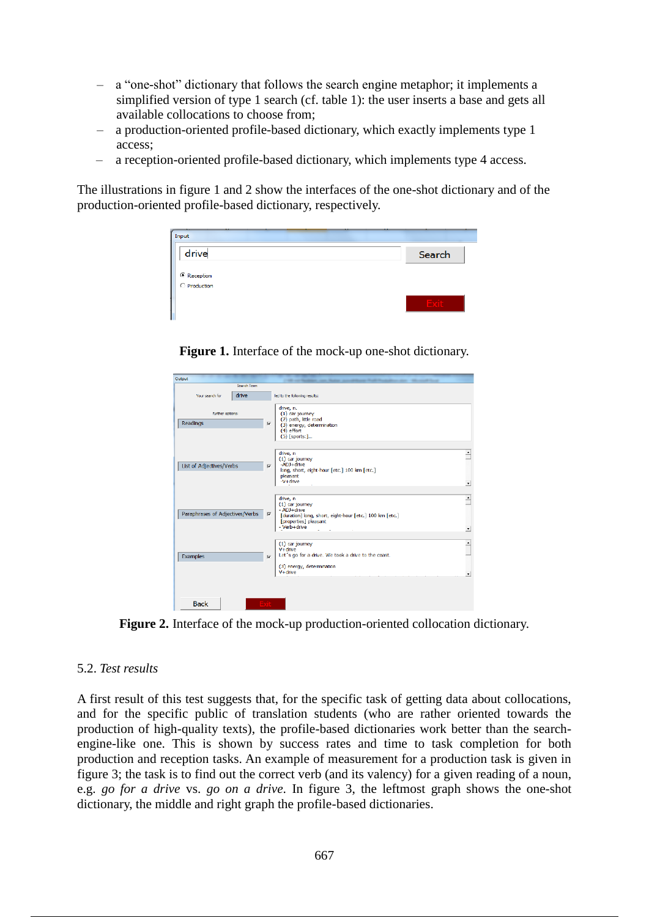- a "one-shot" dictionary that follows the search engine metaphor; it implements a simplified version of type 1 search (cf. table 1): the user inserts a base and gets all available collocations to choose from;
- a production-oriented profile-based dictionary, which exactly implements type 1 access;
- a reception-oriented profile-based dictionary, which implements type 4 access.

The illustrations in figure 1 and 2 show the interfaces of the one-shot dictionary and of the production-oriented profile-based dictionary, respectively.

**Figure 1.** Interface of the mock-up one-shot dictionary.

**Figure 2.** Interface of the mock-up production-oriented collocation dictionary.

### 5.2. *Test results*

A first result of this test suggests that, for the specific task of getting data about collocations, and for the specific public of translation students (who are rather oriented towards the production of high-quality texts), the profile-based dictionaries work better than the search-engine-like one. This is shown by success rates and time to task completion for both production and reception tasks. An example of measurement for a production task is given in figure 3; the task is to find out the correct verb (and its valency) for a given reading of a noun, e.g. *go for a drive* vs. *go on a drive*. In figure 3, the leftmost graph shows the one-shot dictionary, the middle and right graph the profile-based dictionaries.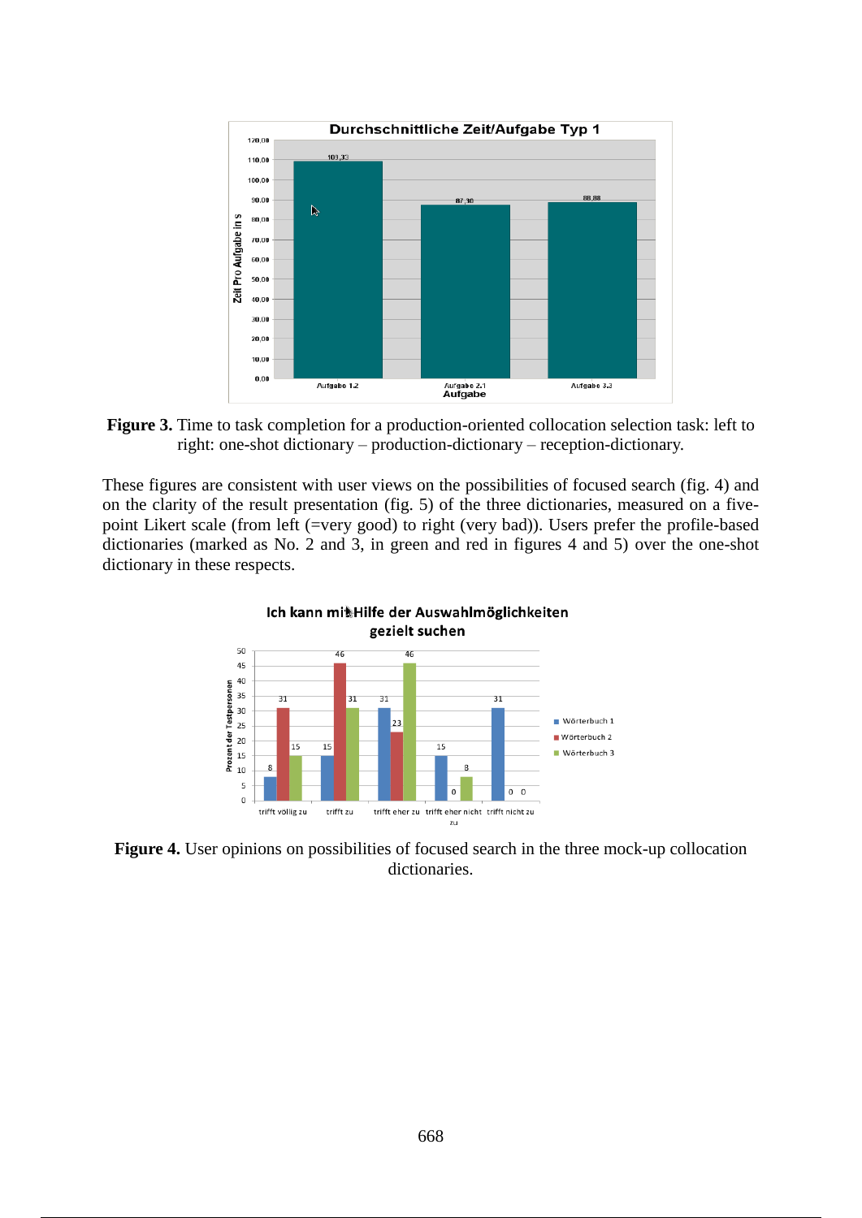**Figure 3.** Time to task completion for a production-oriented collocation selection task: left to right: one-shot dictionary – production-dictionary – reception-dictionary.

These figures are consistent with user views on the possibilities of focused search (fig. 4) and on the clarity of the result presentation (fig. 5) of the three dictionaries, measured on a five-point Likert scale (from left (=very good) to right (very bad)). Users prefer the profile-based dictionaries (marked as No. 2 and 3, in green and red in figures 4 and 5) over the one-shot dictionary in these respects.

**Figure 4.** User opinions on possibilities of focused search in the three mock-up collocation dictionaries.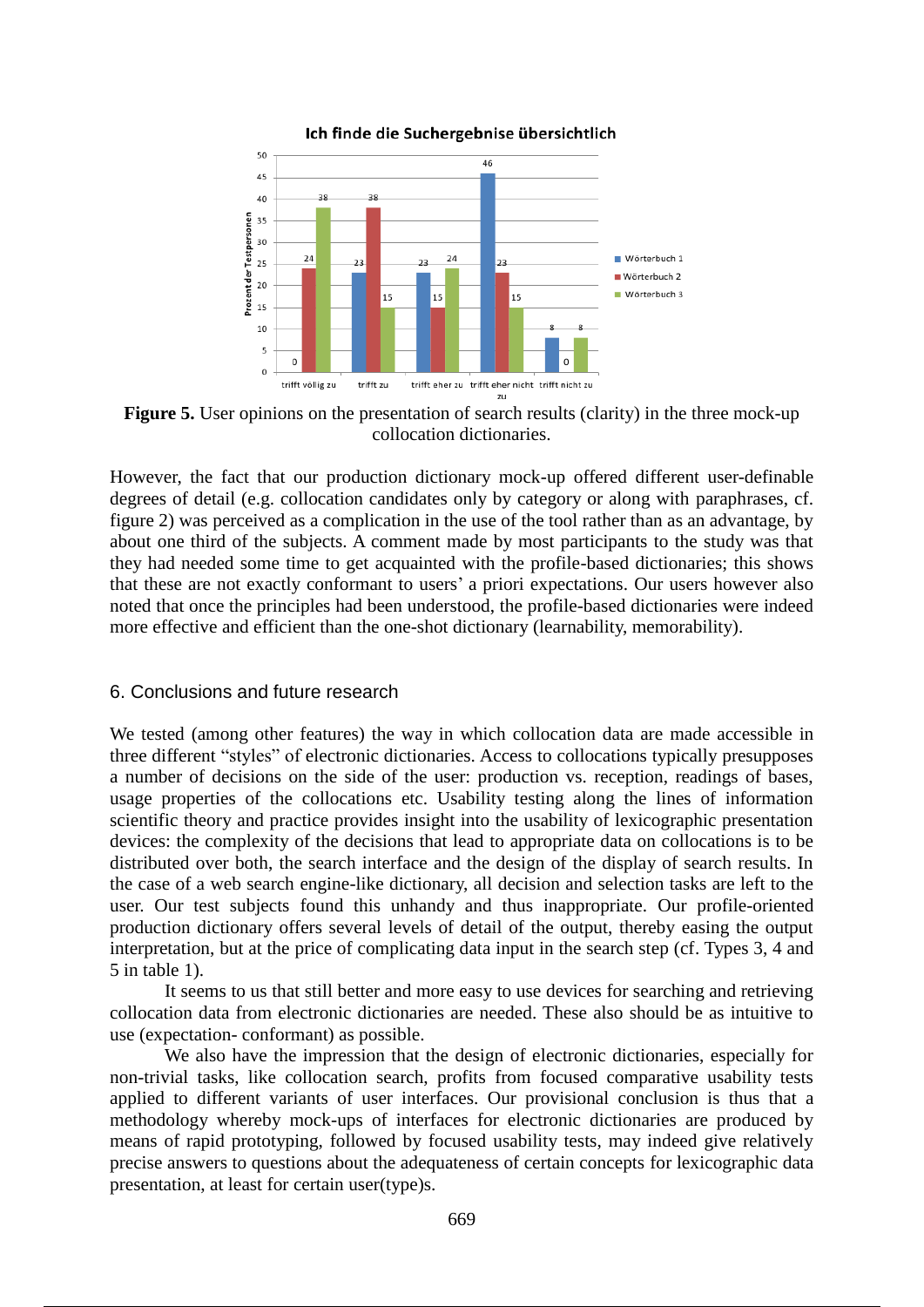**Figure 5.** User opinions on the presentation of search results (clarity) in the three mock-up collocation dictionaries.

However, the fact that our production dictionary mock-up offered different user-definable degrees of detail (e.g. collocation candidates only by category or along with paraphrases, cf. figure 2) was perceived as a complication in the use of the tool rather than as an advantage, by about one third of the subjects. A comment made by most participants to the study was that they had needed some time to get acquainted with the profile-based dictionaries; this shows that these are not exactly conformant to users' a priori expectations. Our users however also noted that once the principles had been understood, the profile-based dictionaries were indeed more effective and efficient than the one-shot dictionary (learnability, memorability).

## 6. Conclusions and future research

We tested (among other features) the way in which collocation data are made accessible in three different "styles" of electronic dictionaries. Access to collocations typically presupposes a number of decisions on the side of the user: production vs. reception, readings of bases, usage properties of the collocations etc. Usability testing along the lines of information scientific theory and practice provides insight into the usability of lexicographic presentation devices: the complexity of the decisions that lead to appropriate data on collocations is to be distributed over both, the search interface and the design of the display of search results. In the case of a web search engine-like dictionary, all decision and selection tasks are left to the user. Our test subjects found this unhandy and thus inappropriate. Our profile-oriented production dictionary offers several levels of detail of the output, thereby easing the output interpretation, but at the price of complicating data input in the search step (cf. Types 3, 4 and 5 in table 1).

It seems to us that still better and more easy to use devices for searching and retrieving collocation data from electronic dictionaries are needed. These also should be as intuitive to use (expectation- conformant) as possible.

We also have the impression that the design of electronic dictionaries, especially for non-trivial tasks, like collocation search, profits from focused comparative usability tests applied to different variants of user interfaces. Our provisional conclusion is thus that a methodology whereby mock-ups of interfaces for electronic dictionaries are produced by means of rapid prototyping, followed by focused usability tests, may indeed give relatively precise answers to questions about the adequateness of certain concepts for lexicographic data presentation, at least for certain user(type)s.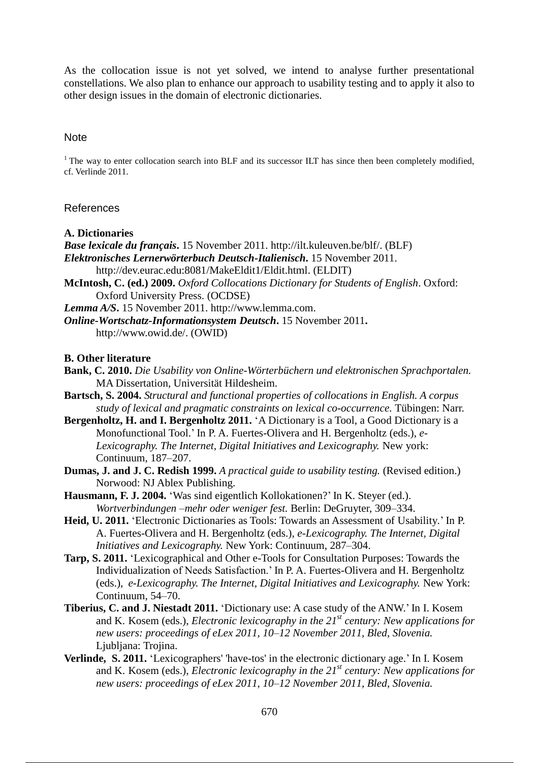As the collocation issue is not yet solved, we intend to analyse further presentational constellations. We also plan to enhance our approach to usability testing and to apply it also to other design issues in the domain of electronic dictionaries.

## Note

[1] The way to enter collocation search into BLF and its successor ILT has since then been completely modified, cf. Verlinde 2011.

## References

**A. Dictionaries**

***Base lexicale du français*.** 15 November 2011. http://ilt.kuleuven.be/blf/. (BLF)

***Elektronisches Lernerwörterbuch Deutsch-Italienisch*.** 15 November 2011. http://dev.eurac.edu:8081/MakeEldit1/Eldit.html. (ELDIT)

**McIntosh, C. (ed.) 2009.** *Oxford Collocations Dictionary for Students of English*. Oxford: Oxford University Press. (OCDSE)

***Lemma A/S*.** 15 November 2011. http://www.lemma.com.

***Online-Wortschatz-Informationsystem Deutsch*.** 15 November 2011**.** http://www.owid.de/. (OWID)

**B. Other literature**

**Bank, C. 2010.** *Die Usability von Online-Wörterbüchern und elektronischen Sprachportalen.* MA Dissertation, Universität Hildesheim.

**Bartsch, S. 2004.** *Structural and functional properties of collocations in English. A corpus study of lexical and pragmatic constraints on lexical co-occurrence.* Tübingen: Narr.

**Bergenholtz, H. and I. Bergenholtz 2011.** 'A Dictionary is a Tool, a Good Dictionary is a Monofunctional Tool.' In P. A. Fuertes-Olivera and H. Bergenholtz (eds.), *e-Lexicography. The Internet, Digital Initiatives and Lexicography.* New york: Continuum, 187–207.

**Dumas, J. and J. C. Redish 1999.** *A practical guide to usability testing.* (Revised edition.) Norwood: NJ Ablex Publishing.

**Hausmann, F. J. 2004.** 'Was sind eigentlich Kollokationen?' In K. Steyer (ed.). *Wortverbindungen –mehr oder weniger fest.* Berlin: DeGruyter, 309–334.

**Heid, U. 2011.** 'Electronic Dictionaries as Tools: Towards an Assessment of Usability.' In P. A. Fuertes-Olivera and H. Bergenholtz (eds.), *e-Lexicography. The Internet, Digital Initiatives and Lexicography.* New York: Continuum, 287–304.

**Tarp, S. 2011.** 'Lexicographical and Other e-Tools for Consultation Purposes: Towards the Individualization of Needs Satisfaction.' In P. A. Fuertes-Olivera and H. Bergenholtz (eds.), *e-Lexicography. The Internet, Digital Initiatives and Lexicography.* New York: Continuum, 54–70.

**Tiberius, C. and J. Niestadt 2011.** 'Dictionary use: A case study of the ANW.' In I. Kosem and K. Kosem (eds.), *Electronic lexicography in the 21st century: New applications for new users: proceedings of eLex 2011, 10–12 November 2011, Bled, Slovenia.* Ljubljana: Trojina.

**Verlinde, S. 2011.** 'Lexicographers' 'have-tos' in the electronic dictionary age.' In I. Kosem and K. Kosem (eds.), *Electronic lexicography in the 21st century: New applications for new users: proceedings of eLex 2011, 10–12 November 2011, Bled, Slovenia.*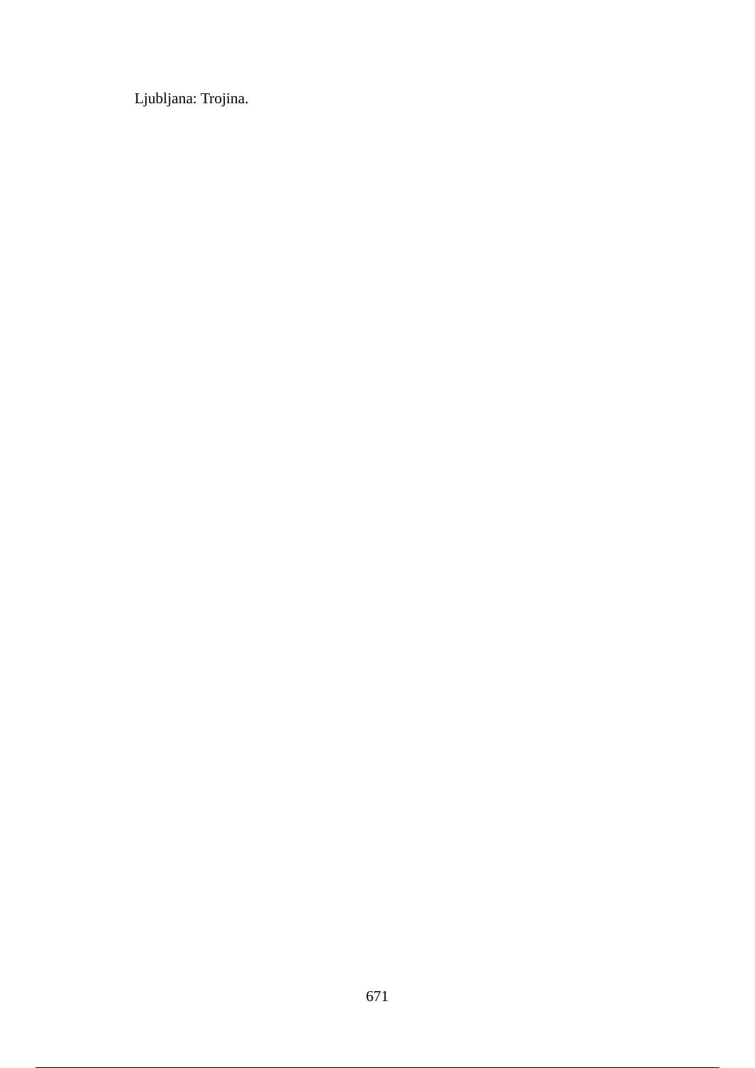Ljubljana: Trojina.